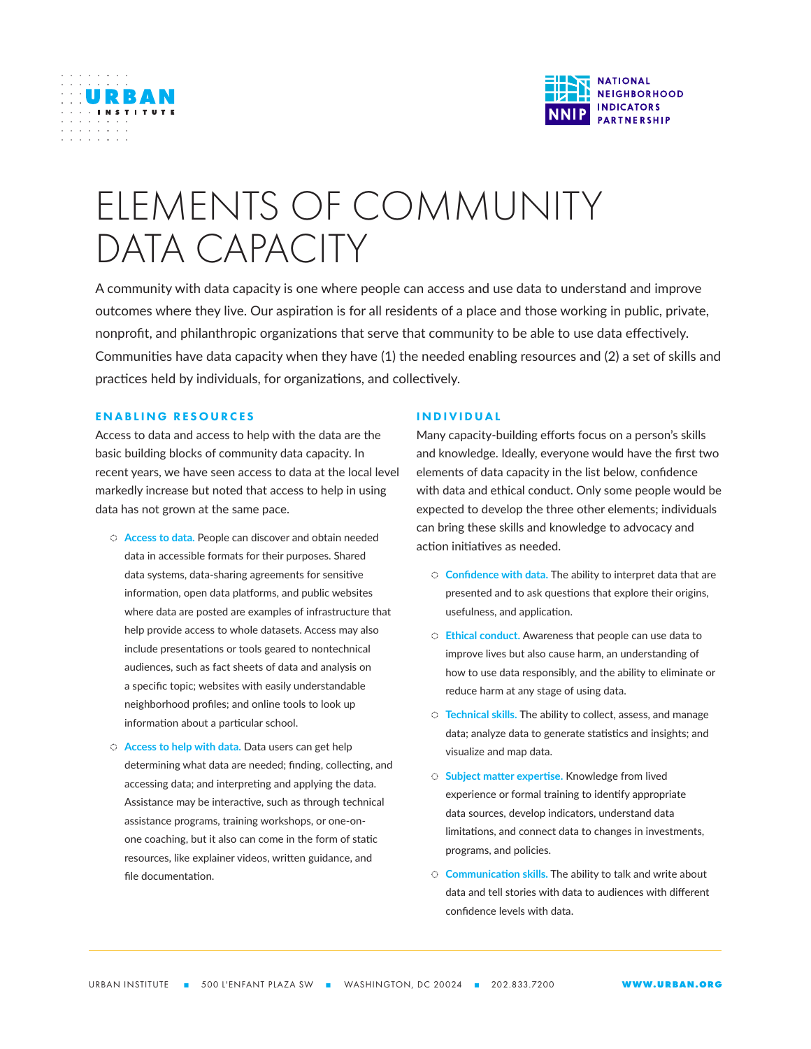# ELEMENTS OF COMMUNITY DATA CAPACITY

A community with data capacity is one where people can access and use data to understand and improve outcomes where they live. Our aspiration is for all residents of a place and those working in public, private, nonprofit, and philanthropic organizations that serve that community to be able to use data effectively. Communities have data capacity when they have (1) the needed enabling resources and (2) a set of skills and practices held by individuals, for organizations, and collectively.

## ENABLING RESOURCES

Access to data and access to help with the data are the basic building blocks of community data capacity. In recent years, we have seen access to data at the local level markedly increase but noted that access to help in using data has not grown at the same pace.

- **Access to data.** People can discover and obtain needed data in accessible formats for their purposes. Shared data systems, data-sharing agreements for sensitive information, open data platforms, and public websites where data are posted are examples of infrastructure that help provide access to whole datasets. Access may also include presentations or tools geared to nontechnical audiences, such as fact sheets of data and analysis on a specific topic; websites with easily understandable neighborhood profiles; and online tools to look up information about a particular school.
- **Access to help with data.** Data users can get help determining what data are needed; finding, collecting, and accessing data; and interpreting and applying the data. Assistance may be interactive, such as through technical assistance programs, training workshops, or one-on-one coaching, but it also can come in the form of static resources, like explainer videos, written guidance, and file documentation.

## INDIVIDUAL

Many capacity-building efforts focus on a person's skills and knowledge. Ideally, everyone would have the first two elements of data capacity in the list below, confidence with data and ethical conduct. Only some people would be expected to develop the three other elements; individuals can bring these skills and knowledge to advocacy and action initiatives as needed.

- **Confidence with data.** The ability to interpret data that are presented and to ask questions that explore their origins, usefulness, and application.
- **Ethical conduct.** Awareness that people can use data to improve lives but also cause harm, an understanding of how to use data responsibly, and the ability to eliminate or reduce harm at any stage of using data.
- **Technical skills.** The ability to collect, assess, and manage data; analyze data to generate statistics and insights; and visualize and map data.
- **Subject matter expertise.** Knowledge from lived experience or formal training to identify appropriate data sources, develop indicators, understand data limitations, and connect data to changes in investments, programs, and policies.
- **Communication skills.** The ability to talk and write about data and tell stories with data to audiences with different confidence levels with data.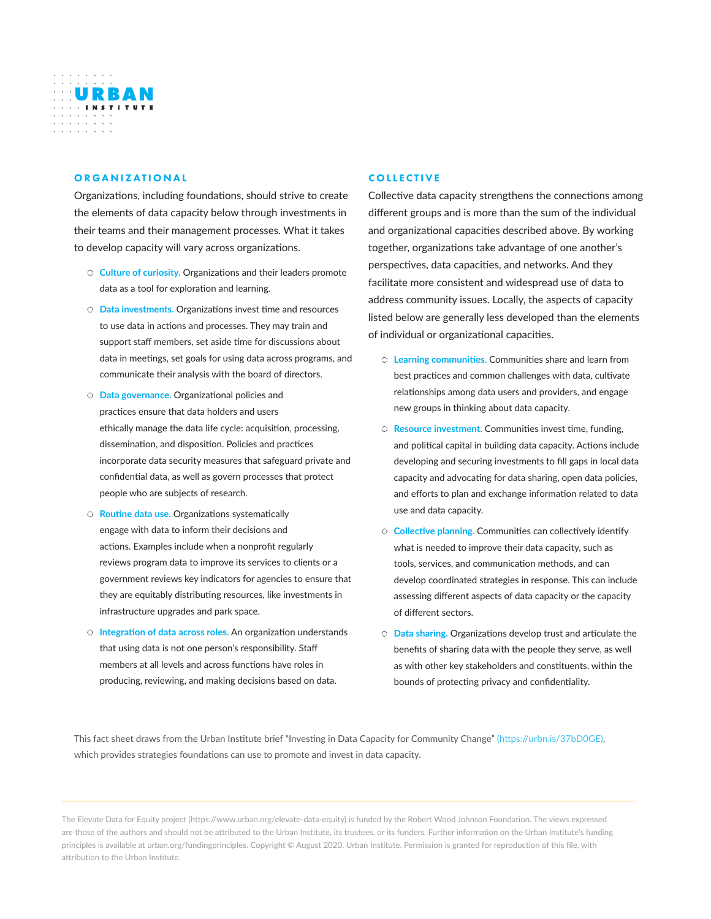## ORGANIZATIONAL

Organizations, including foundations, should strive to create the elements of data capacity below through investments in their teams and their management processes. What it takes to develop capacity will vary across organizations.

- **Culture of curiosity.** Organizations and their leaders promote data as a tool for exploration and learning.
- **Data investments.** Organizations invest time and resources to use data in actions and processes. They may train and support staff members, set aside time for discussions about data in meetings, set goals for using data across programs, and communicate their analysis with the board of directors.
- **Data governance.** Organizational policies and practices ensure that data holders and users ethically manage the data life cycle: acquisition, processing, dissemination, and disposition. Policies and practices incorporate data security measures that safeguard private and confidential data, as well as govern processes that protect people who are subjects of research.
- **Routine data use.** Organizations systematically engage with data to inform their decisions and actions. Examples include when a nonprofit regularly reviews program data to improve its services to clients or a government reviews key indicators for agencies to ensure that they are equitably distributing resources, like investments in infrastructure upgrades and park space.
- **Integration of data across roles.** An organization understands that using data is not one person's responsibility. Staff members at all levels and across functions have roles in producing, reviewing, and making decisions based on data.

## COLLECTIVE

Collective data capacity strengthens the connections among different groups and is more than the sum of the individual and organizational capacities described above. By working together, organizations take advantage of one another's perspectives, data capacities, and networks. And they facilitate more consistent and widespread use of data to address community issues. Locally, the aspects of capacity listed below are generally less developed than the elements of individual or organizational capacities.

- **Learning communities.** Communities share and learn from best practices and common challenges with data, cultivate relationships among data users and providers, and engage new groups in thinking about data capacity.
- **Resource investment.** Communities invest time, funding, and political capital in building data capacity. Actions include developing and securing investments to fill gaps in local data capacity and advocating for data sharing, open data policies, and efforts to plan and exchange information related to data use and data capacity.
- **Collective planning.** Communities can collectively identify what is needed to improve their data capacity, such as tools, services, and communication methods, and can develop coordinated strategies in response. This can include assessing different aspects of data capacity or the capacity of different sectors.
- **Data sharing.** Organizations develop trust and articulate the benefits of sharing data with the people they serve, as well as with other key stakeholders and constituents, within the bounds of protecting privacy and confidentiality.

This fact sheet draws from the Urban Institute brief "Investing in Data Capacity for Community Change" (https://urbn.is/37bD0GE), which provides strategies foundations can use to promote and invest in data capacity.

---

The Elevate Data for Equity project (https://www.urban.org/elevate-data-equity) is funded by the Robert Wood Johnson Foundation. The views expressed are those of the authors and should not be attributed to the Urban Institute, its trustees, or its funders. Further information on the Urban Institute's funding principles is available at urban.org/fundingprinciples. Copyright © August 2020. Urban Institute. Permission is granted for reproduction of this file, with attribution to the Urban Institute.